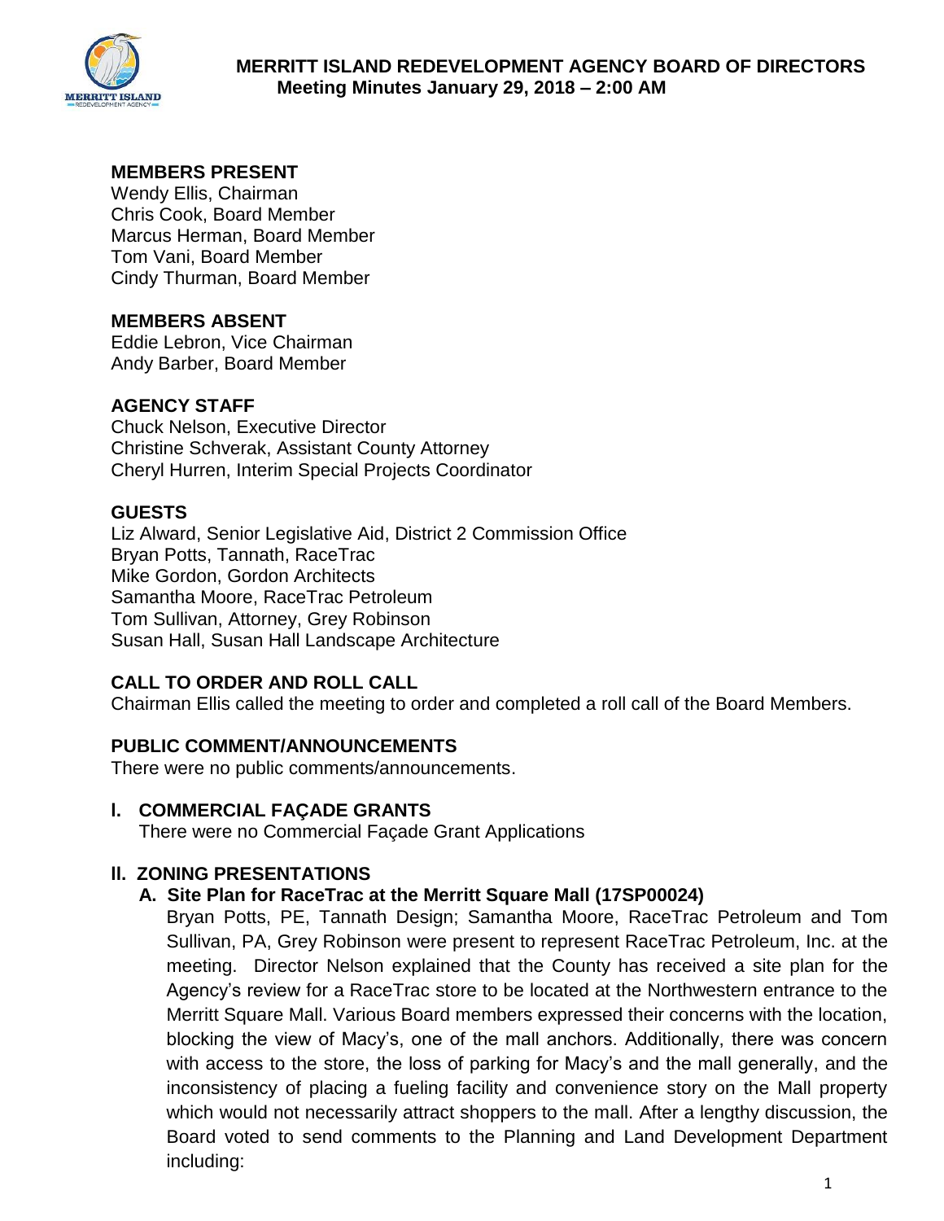# MERRITT ISLAND REDEVELOPMENT AGENCY BOARD OF DIRECTORS
**Meeting Minutes January 29, 2018 – 2:00 AM**

## MEMBERS PRESENT
Wendy Ellis, Chairman
Chris Cook, Board Member
Marcus Herman, Board Member
Tom Vani, Board Member
Cindy Thurman, Board Member

## MEMBERS ABSENT
Eddie Lebron, Vice Chairman
Andy Barber, Board Member

## AGENCY STAFF
Chuck Nelson, Executive Director
Christine Schverak, Assistant County Attorney
Cheryl Hurren, Interim Special Projects Coordinator

## GUESTS
Liz Alward, Senior Legislative Aid, District 2 Commission Office
Bryan Potts, Tannath, RaceTrac
Mike Gordon, Gordon Architects
Samantha Moore, RaceTrac Petroleum
Tom Sullivan, Attorney, Grey Robinson
Susan Hall, Susan Hall Landscape Architecture

## CALL TO ORDER AND ROLL CALL
Chairman Ellis called the meeting to order and completed a roll call of the Board Members.

## PUBLIC COMMENT/ANNOUNCEMENTS
There were no public comments/announcements.

## I. COMMERCIAL FAÇADE GRANTS
There were no Commercial Façade Grant Applications

## II. ZONING PRESENTATIONS

### A. Site Plan for RaceTrac at the Merritt Square Mall (17SP00024)

Bryan Potts, PE, Tannath Design; Samantha Moore, RaceTrac Petroleum and Tom Sullivan, PA, Grey Robinson were present to represent RaceTrac Petroleum, Inc. at the meeting. Director Nelson explained that the County has received a site plan for the Agency's review for a RaceTrac store to be located at the Northwestern entrance to the Merritt Square Mall. Various Board members expressed their concerns with the location, blocking the view of Macy's, one of the mall anchors. Additionally, there was concern with access to the store, the loss of parking for Macy's and the mall generally, and the inconsistency of placing a fueling facility and convenience story on the Mall property which would not necessarily attract shoppers to the mall. After a lengthy discussion, the Board voted to send comments to the Planning and Land Development Department including: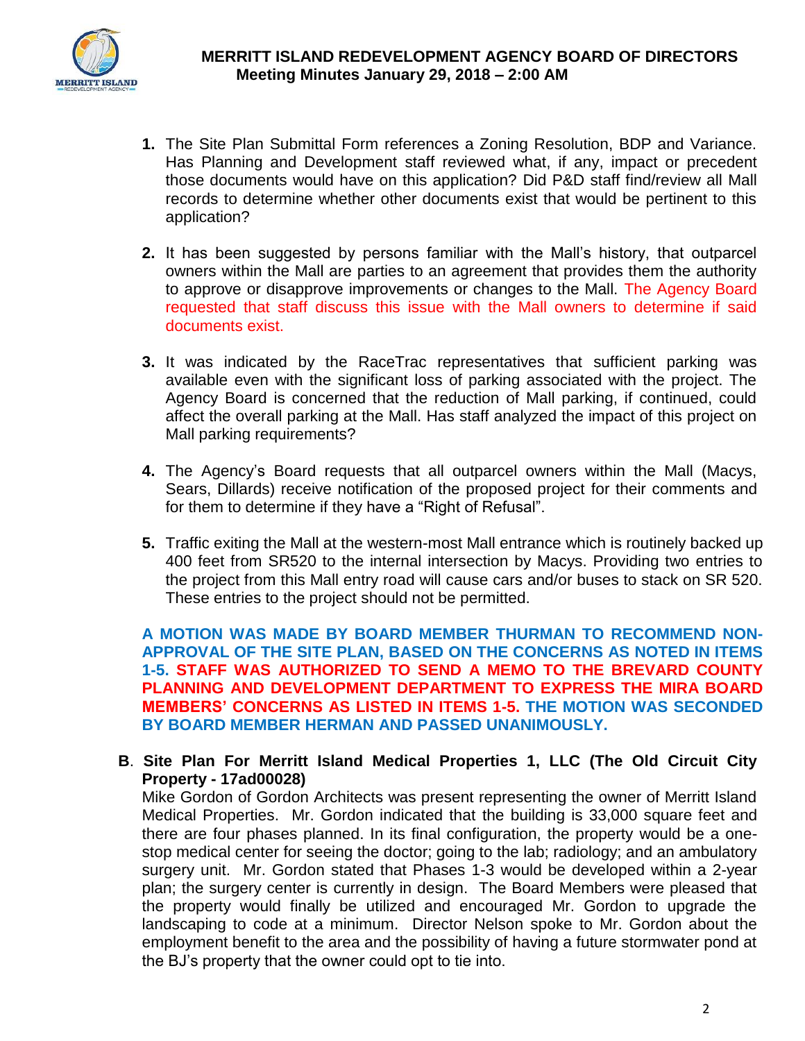1. The Site Plan Submittal Form references a Zoning Resolution, BDP and Variance. Has Planning and Development staff reviewed what, if any, impact or precedent those documents would have on this application? Did P&D staff find/review all Mall records to determine whether other documents exist that would be pertinent to this application?

2. It has been suggested by persons familiar with the Mall's history, that outparcel owners within the Mall are parties to an agreement that provides them the authority to approve or disapprove improvements or changes to the Mall. The Agency Board requested that staff discuss this issue with the Mall owners to determine if said documents exist.

3. It was indicated by the RaceTrac representatives that sufficient parking was available even with the significant loss of parking associated with the project. The Agency Board is concerned that the reduction of Mall parking, if continued, could affect the overall parking at the Mall. Has staff analyzed the impact of this project on Mall parking requirements?

4. The Agency's Board requests that all outparcel owners within the Mall (Macys, Sears, Dillards) receive notification of the proposed project for their comments and for them to determine if they have a "Right of Refusal".

5. Traffic exiting the Mall at the western-most Mall entrance which is routinely backed up 400 feet from SR520 to the internal intersection by Macys. Providing two entries to the project from this Mall entry road will cause cars and/or buses to stack on SR 520. These entries to the project should not be permitted.

**A MOTION WAS MADE BY BOARD MEMBER THURMAN TO RECOMMEND NON-APPROVAL OF THE SITE PLAN, BASED ON THE CONCERNS AS NOTED IN ITEMS 1-5. STAFF WAS AUTHORIZED TO SEND A MEMO TO THE BREVARD COUNTY PLANNING AND DEVELOPMENT DEPARTMENT TO EXPRESS THE MIRA BOARD MEMBERS' CONCERNS AS LISTED IN ITEMS 1-5. THE MOTION WAS SECONDED BY BOARD MEMBER HERMAN AND PASSED UNANIMOUSLY.**

**B. Site Plan For Merritt Island Medical Properties 1, LLC (The Old Circuit City Property - 17ad00028)**

Mike Gordon of Gordon Architects was present representing the owner of Merritt Island Medical Properties. Mr. Gordon indicated that the building is 33,000 square feet and there are four phases planned. In its final configuration, the property would be a one-stop medical center for seeing the doctor; going to the lab; radiology; and an ambulatory surgery unit. Mr. Gordon stated that Phases 1-3 would be developed within a 2-year plan; the surgery center is currently in design. The Board Members were pleased that the property would finally be utilized and encouraged Mr. Gordon to upgrade the landscaping to code at a minimum. Director Nelson spoke to Mr. Gordon about the employment benefit to the area and the possibility of having a future stormwater pond at the BJ's property that the owner could opt to tie into.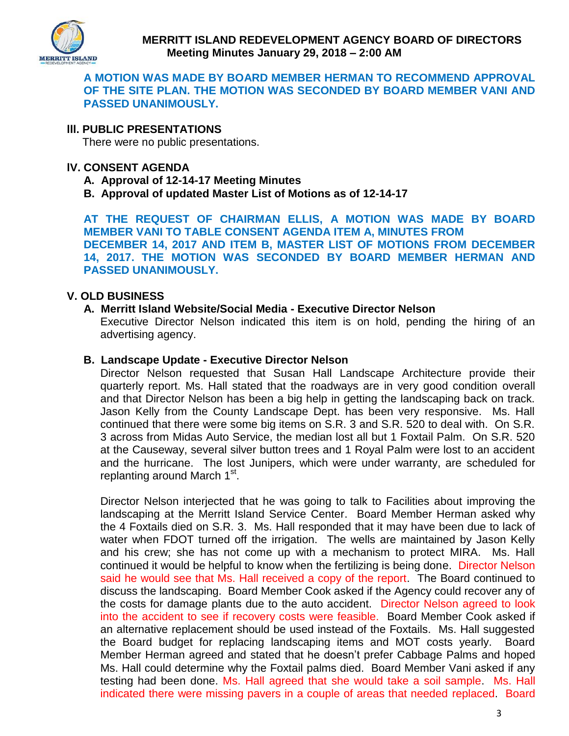**A MOTION WAS MADE BY BOARD MEMBER HERMAN TO RECOMMEND APPROVAL OF THE SITE PLAN. THE MOTION WAS SECONDED BY BOARD MEMBER VANI AND PASSED UNANIMOUSLY.**

## III. PUBLIC PRESENTATIONS

There were no public presentations.

## IV. CONSENT AGENDA

**A. Approval of 12-14-17 Meeting Minutes**

**B. Approval of updated Master List of Motions as of 12-14-17**

**AT THE REQUEST OF CHAIRMAN ELLIS, A MOTION WAS MADE BY BOARD MEMBER VANI TO TABLE CONSENT AGENDA ITEM A, MINUTES FROM DECEMBER 14, 2017 AND ITEM B, MASTER LIST OF MOTIONS FROM DECEMBER 14, 2017. THE MOTION WAS SECONDED BY BOARD MEMBER HERMAN AND PASSED UNANIMOUSLY.**

## V. OLD BUSINESS

### A. Merritt Island Website/Social Media - Executive Director Nelson

Executive Director Nelson indicated this item is on hold, pending the hiring of an advertising agency.

### B. Landscape Update - Executive Director Nelson

Director Nelson requested that Susan Hall Landscape Architecture provide their quarterly report. Ms. Hall stated that the roadways are in very good condition overall and that Director Nelson has been a big help in getting the landscaping back on track. Jason Kelly from the County Landscape Dept. has been very responsive. Ms. Hall continued that there were some big items on S.R. 3 and S.R. 520 to deal with. On S.R. 3 across from Midas Auto Service, the median lost all but 1 Foxtail Palm. On S.R. 520 at the Causeway, several silver button trees and 1 Royal Palm were lost to an accident and the hurricane. The lost Junipers, which were under warranty, are scheduled for replanting around March 1st.

Director Nelson interjected that he was going to talk to Facilities about improving the landscaping at the Merritt Island Service Center. Board Member Herman asked why the 4 Foxtails died on S.R. 3. Ms. Hall responded that it may have been due to lack of water when FDOT turned off the irrigation. The wells are maintained by Jason Kelly and his crew; she has not come up with a mechanism to protect MIRA. Ms. Hall continued it would be helpful to know when the fertilizing is being done. Director Nelson said he would see that Ms. Hall received a copy of the report. The Board continued to discuss the landscaping. Board Member Cook asked if the Agency could recover any of the costs for damage plants due to the auto accident. Director Nelson agreed to look into the accident to see if recovery costs were feasible. Board Member Cook asked if an alternative replacement should be used instead of the Foxtails. Ms. Hall suggested the Board budget for replacing landscaping items and MOT costs yearly. Board Member Herman agreed and stated that he doesn't prefer Cabbage Palms and hoped Ms. Hall could determine why the Foxtail palms died. Board Member Vani asked if any testing had been done. Ms. Hall agreed that she would take a soil sample. Ms. Hall indicated there were missing pavers in a couple of areas that needed replaced. Board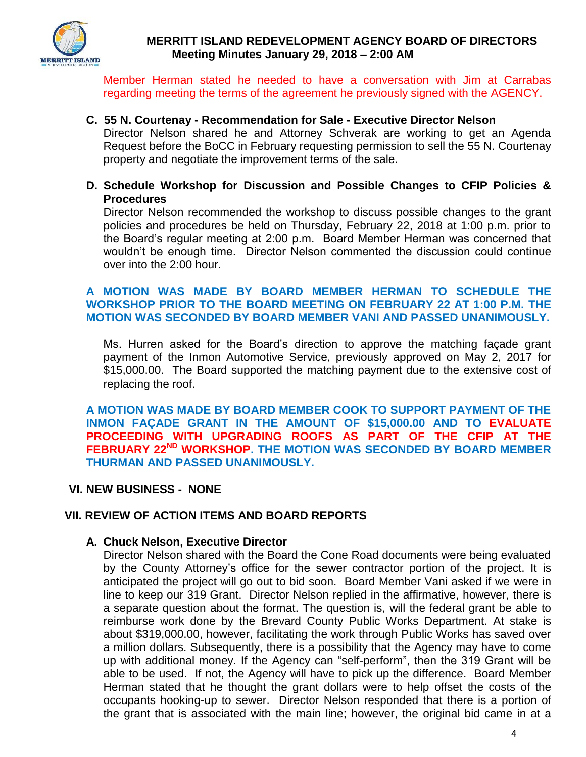Member Herman stated he needed to have a conversation with Jim at Carrabas regarding meeting the terms of the agreement he previously signed with the AGENCY.

**C. 55 N. Courtenay - Recommendation for Sale - Executive Director Nelson**

Director Nelson shared he and Attorney Schverak are working to get an Agenda Request before the BoCC in February requesting permission to sell the 55 N. Courtenay property and negotiate the improvement terms of the sale.

**D. Schedule Workshop for Discussion and Possible Changes to CFIP Policies & Procedures**

Director Nelson recommended the workshop to discuss possible changes to the grant policies and procedures be held on Thursday, February 22, 2018 at 1:00 p.m. prior to the Board's regular meeting at 2:00 p.m. Board Member Herman was concerned that wouldn't be enough time. Director Nelson commented the discussion could continue over into the 2:00 hour.

**A MOTION WAS MADE BY BOARD MEMBER HERMAN TO SCHEDULE THE WORKSHOP PRIOR TO THE BOARD MEETING ON FEBRUARY 22 AT 1:00 P.M. THE MOTION WAS SECONDED BY BOARD MEMBER VANI AND PASSED UNANIMOUSLY.**

Ms. Hurren asked for the Board's direction to approve the matching façade grant payment of the Inmon Automotive Service, previously approved on May 2, 2017 for $15,000.00. The Board supported the matching payment due to the extensive cost of replacing the roof.

**A MOTION WAS MADE BY BOARD MEMBER COOK TO SUPPORT PAYMENT OF THE INMON FAÇADE GRANT IN THE AMOUNT OF $15,000.00 AND TO EVALUATE PROCEEDING WITH UPGRADING ROOFS AS PART OF THE CFIP AT THE FEBRUARY 22ND WORKSHOP. THE MOTION WAS SECONDED BY BOARD MEMBER THURMAN AND PASSED UNANIMOUSLY.**

## VI. NEW BUSINESS - NONE

## VII. REVIEW OF ACTION ITEMS AND BOARD REPORTS

**A. Chuck Nelson, Executive Director**

Director Nelson shared with the Board the Cone Road documents were being evaluated by the County Attorney's office for the sewer contractor portion of the project. It is anticipated the project will go out to bid soon. Board Member Vani asked if we were in line to keep our 319 Grant. Director Nelson replied in the affirmative, however, there is a separate question about the format. The question is, will the federal grant be able to reimburse work done by the Brevard County Public Works Department. At stake is about $319,000.00, however, facilitating the work through Public Works has saved over a million dollars. Subsequently, there is a possibility that the Agency may have to come up with additional money. If the Agency can "self-perform", then the 319 Grant will be able to be used. If not, the Agency will have to pick up the difference. Board Member Herman stated that he thought the grant dollars were to help offset the costs of the occupants hooking-up to sewer. Director Nelson responded that there is a portion of the grant that is associated with the main line; however, the original bid came in at a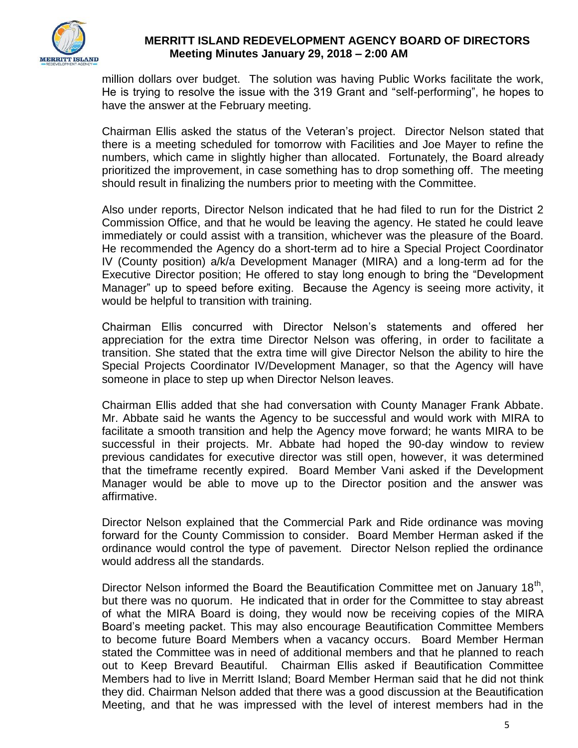million dollars over budget. The solution was having Public Works facilitate the work, He is trying to resolve the issue with the 319 Grant and "self-performing", he hopes to have the answer at the February meeting.

Chairman Ellis asked the status of the Veteran's project. Director Nelson stated that there is a meeting scheduled for tomorrow with Facilities and Joe Mayer to refine the numbers, which came in slightly higher than allocated. Fortunately, the Board already prioritized the improvement, in case something has to drop something off. The meeting should result in finalizing the numbers prior to meeting with the Committee.

Also under reports, Director Nelson indicated that he had filed to run for the District 2 Commission Office, and that he would be leaving the agency. He stated he could leave immediately or could assist with a transition, whichever was the pleasure of the Board. He recommended the Agency do a short-term ad to hire a Special Project Coordinator IV (County position) a/k/a Development Manager (MIRA) and a long-term ad for the Executive Director position; He offered to stay long enough to bring the "Development Manager" up to speed before exiting. Because the Agency is seeing more activity, it would be helpful to transition with training.

Chairman Ellis concurred with Director Nelson's statements and offered her appreciation for the extra time Director Nelson was offering, in order to facilitate a transition. She stated that the extra time will give Director Nelson the ability to hire the Special Projects Coordinator IV/Development Manager, so that the Agency will have someone in place to step up when Director Nelson leaves.

Chairman Ellis added that she had conversation with County Manager Frank Abbate. Mr. Abbate said he wants the Agency to be successful and would work with MIRA to facilitate a smooth transition and help the Agency move forward; he wants MIRA to be successful in their projects. Mr. Abbate had hoped the 90-day window to review previous candidates for executive director was still open, however, it was determined that the timeframe recently expired. Board Member Vani asked if the Development Manager would be able to move up to the Director position and the answer was affirmative.

Director Nelson explained that the Commercial Park and Ride ordinance was moving forward for the County Commission to consider. Board Member Herman asked if the ordinance would control the type of pavement. Director Nelson replied the ordinance would address all the standards.

Director Nelson informed the Board the Beautification Committee met on January 18th, but there was no quorum. He indicated that in order for the Committee to stay abreast of what the MIRA Board is doing, they would now be receiving copies of the MIRA Board's meeting packet. This may also encourage Beautification Committee Members to become future Board Members when a vacancy occurs. Board Member Herman stated the Committee was in need of additional members and that he planned to reach out to Keep Brevard Beautiful. Chairman Ellis asked if Beautification Committee Members had to live in Merritt Island; Board Member Herman said that he did not think they did. Chairman Nelson added that there was a good discussion at the Beautification Meeting, and that he was impressed with the level of interest members had in the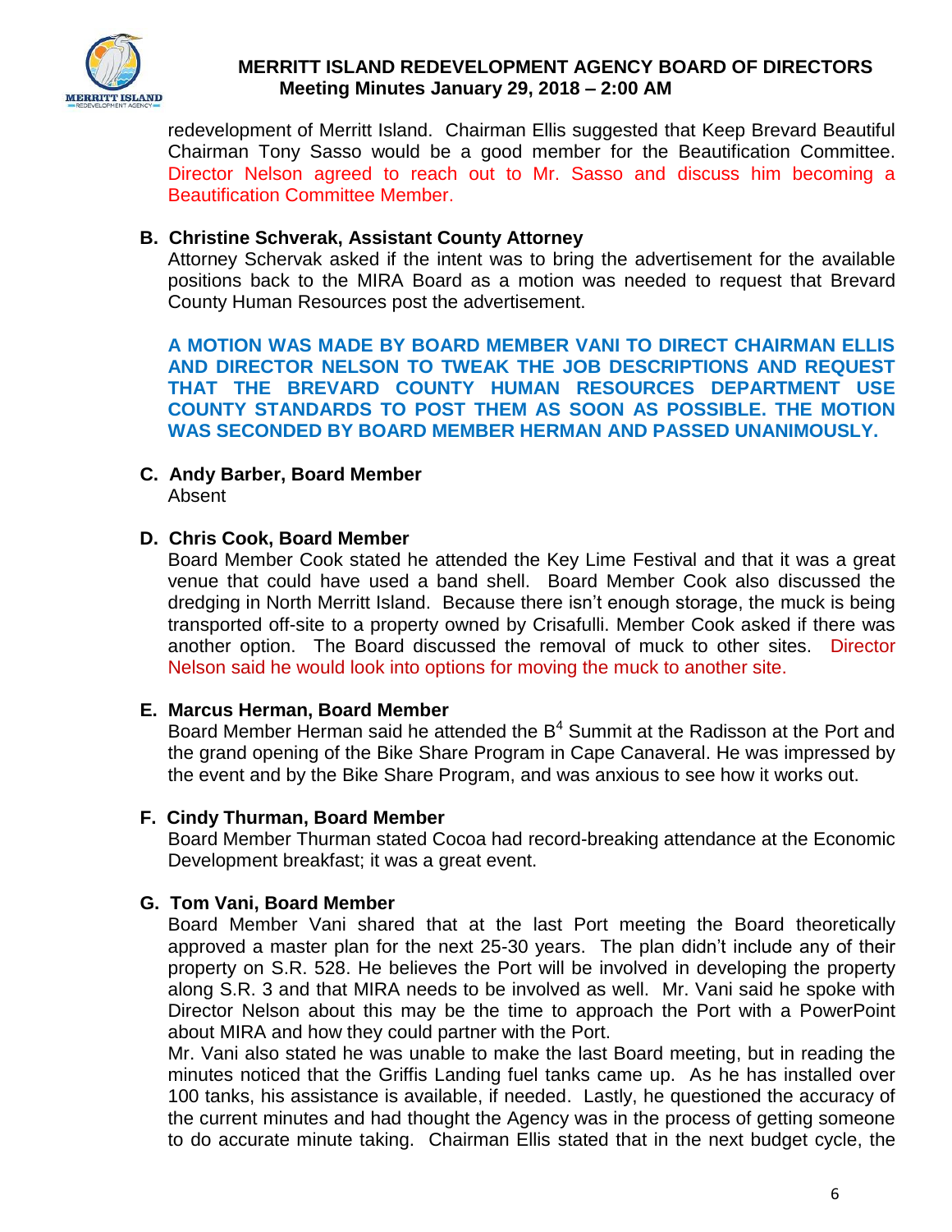redevelopment of Merritt Island. Chairman Ellis suggested that Keep Brevard Beautiful Chairman Tony Sasso would be a good member for the Beautification Committee. Director Nelson agreed to reach out to Mr. Sasso and discuss him becoming a Beautification Committee Member.

**B. Christine Schverak, Assistant County Attorney**

Attorney Schervak asked if the intent was to bring the advertisement for the available positions back to the MIRA Board as a motion was needed to request that Brevard County Human Resources post the advertisement.

**A MOTION WAS MADE BY BOARD MEMBER VANI TO DIRECT CHAIRMAN ELLIS AND DIRECTOR NELSON TO TWEAK THE JOB DESCRIPTIONS AND REQUEST THAT THE BREVARD COUNTY HUMAN RESOURCES DEPARTMENT USE COUNTY STANDARDS TO POST THEM AS SOON AS POSSIBLE. THE MOTION WAS SECONDED BY BOARD MEMBER HERMAN AND PASSED UNANIMOUSLY.**

**C. Andy Barber, Board Member**

Absent

**D. Chris Cook, Board Member**

Board Member Cook stated he attended the Key Lime Festival and that it was a great venue that could have used a band shell. Board Member Cook also discussed the dredging in North Merritt Island. Because there isn't enough storage, the muck is being transported off-site to a property owned by Crisafulli. Member Cook asked if there was another option. The Board discussed the removal of muck to other sites. Director Nelson said he would look into options for moving the muck to another site.

**E. Marcus Herman, Board Member**

Board Member Herman said he attended the $B^4$ Summit at the Radisson at the Port and the grand opening of the Bike Share Program in Cape Canaveral. He was impressed by the event and by the Bike Share Program, and was anxious to see how it works out.

**F. Cindy Thurman, Board Member**

Board Member Thurman stated Cocoa had record-breaking attendance at the Economic Development breakfast; it was a great event.

**G. Tom Vani, Board Member**

Board Member Vani shared that at the last Port meeting the Board theoretically approved a master plan for the next 25-30 years. The plan didn't include any of their property on S.R. 528. He believes the Port will be involved in developing the property along S.R. 3 and that MIRA needs to be involved as well. Mr. Vani said he spoke with Director Nelson about this may be the time to approach the Port with a PowerPoint about MIRA and how they could partner with the Port.

Mr. Vani also stated he was unable to make the last Board meeting, but in reading the minutes noticed that the Griffis Landing fuel tanks came up. As he has installed over 100 tanks, his assistance is available, if needed. Lastly, he questioned the accuracy of the current minutes and had thought the Agency was in the process of getting someone to do accurate minute taking. Chairman Ellis stated that in the next budget cycle, the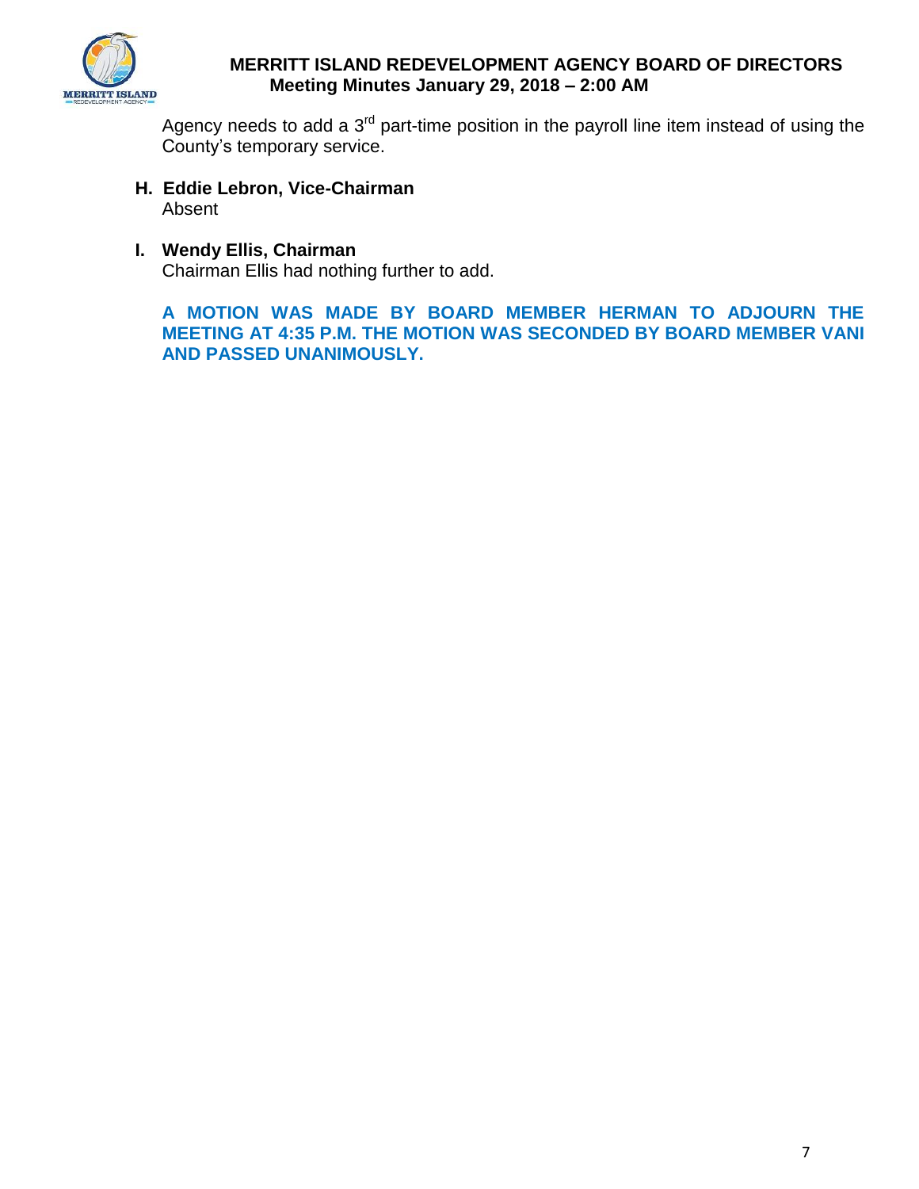Agency needs to add a 3rd part-time position in the payroll line item instead of using the County's temporary service.

**H. Eddie Lebron, Vice-Chairman**

Absent

**I. Wendy Ellis, Chairman**

Chairman Ellis had nothing further to add.

**A MOTION WAS MADE BY BOARD MEMBER HERMAN TO ADJOURN THE MEETING AT 4:35 P.M. THE MOTION WAS SECONDED BY BOARD MEMBER VANI AND PASSED UNANIMOUSLY.**